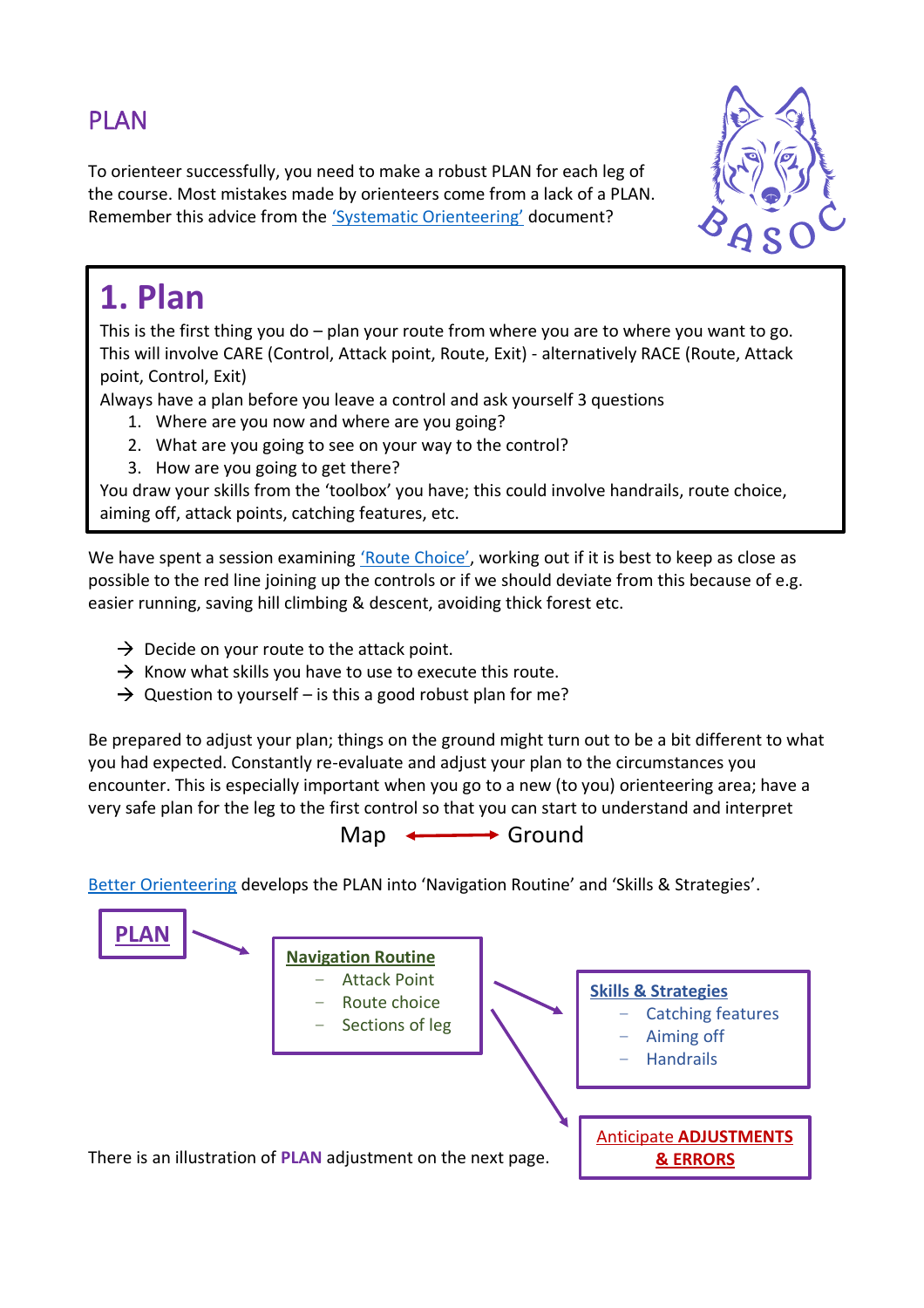# PLAN

To orienteer successfully, you need to make a robust PLAN for each leg of the course. Most mistakes made by orienteers come from a lack of a PLAN. Remember this advice from the 'Systematic Orienteering' document?

> ## 1. Plan
>
> This is the first thing you do – plan your route from where you are to where you want to go. This will involve CARE (Control, Attack point, Route, Exit) - alternatively RACE (Route, Attack point, Control, Exit)
>
> Always have a plan before you leave a control and ask yourself 3 questions
>
> 1. Where are you now and where are you going?
> 2. What are you going to see on your way to the control?
> 3. How are you going to get there?
>
> You draw your skills from the 'toolbox' you have; this could involve handrails, route choice, aiming off, attack points, catching features, etc.

We have spent a session examining 'Route Choice', working out if it is best to keep as close as possible to the red line joining up the controls or if we should deviate from this because of e.g. easier running, saving hill climbing & descent, avoiding thick forest etc.

- → Decide on your route to the attack point.
- → Know what skills you have to use to execute this route.
- → Question to yourself – is this a good robust plan for me?

Be prepared to adjust your plan; things on the ground might turn out to be a bit different to what you had expected. Constantly re-evaluate and adjust your plan to the circumstances you encounter. This is especially important when you go to a new (to you) orienteering area; have a very safe plan for the leg to the first control so that you can start to understand and interpret

Map ⟷ Ground

Better Orienteering develops the PLAN into 'Navigation Routine' and 'Skills & Strategies'.

**PLAN** →

**Navigation Routine**
- Attack Point
- Route choice
- Sections of leg

→ **Skills & Stragegies**
- Catching features
- Aiming off
- Handrails

→ **Anticipate ADJUSTMENTS & ERRORS**

There is an illustration of **PLAN** adjustment on the next page.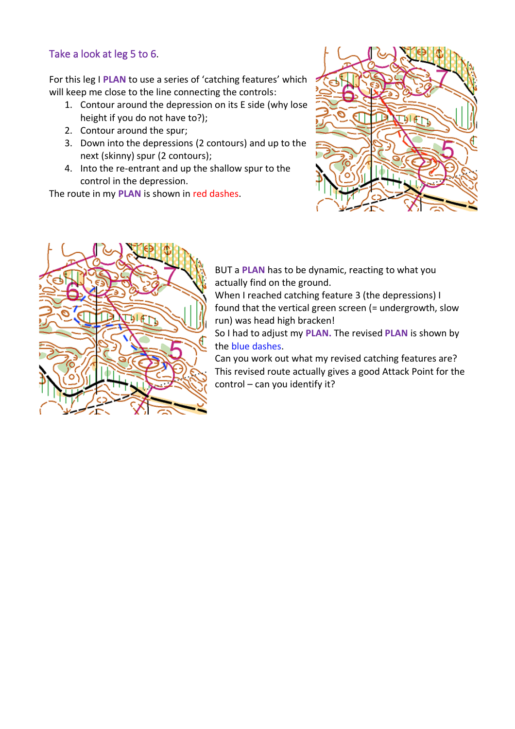## Take a look at leg 5 to 6.

For this leg I **PLAN** to use a series of 'catching features' which will keep me close to the line connecting the controls:

1. Contour around the depression on its E side (why lose height if you do not have to?);
2. Contour around the spur;
3. Down into the depressions (2 contours) and up to the next (skinny) spur (2 contours);
4. Into the re-entrant and up the shallow spur to the control in the depression.

The route in my **PLAN** is shown in red dashes.

BUT a **PLAN** has to be dynamic, reacting to what you actually find on the ground.

When I reached catching feature 3 (the depressions) I found that the vertical green screen (= undergrowth, slow run) was head high bracken!

So I had to adjust my **PLAN.** The revised **PLAN** is shown by the blue dashes.

Can you work out what my revised catching features are?

This revised route actually gives a good Attack Point for the control – can you identify it?